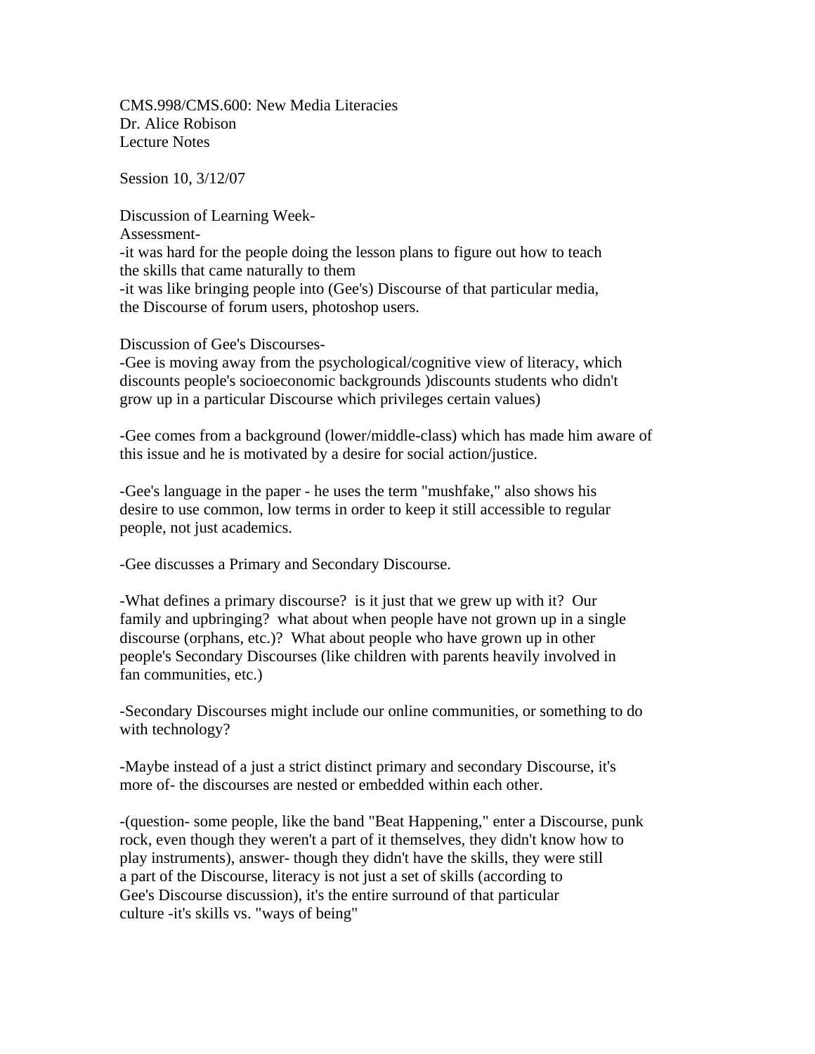CMS.998/CMS.600: New Media Literacies
Dr. Alice Robison
Lecture Notes

Session 10, 3/12/07

Discussion of Learning Week-
Assessment-
-it was hard for the people doing the lesson plans to figure out how to teach the skills that came naturally to them
-it was like bringing people into (Gee's) Discourse of that particular media, the Discourse of forum users, photoshop users.

Discussion of Gee's Discourses-
-Gee is moving away from the psychological/cognitive view of literacy, which discounts people's socioeconomic backgrounds )discounts students who didn't grow up in a particular Discourse which privileges certain values)

-Gee comes from a background (lower/middle-class) which has made him aware of this issue and he is motivated by a desire for social action/justice.

-Gee's language in the paper - he uses the term "mushfake," also shows his desire to use common, low terms in order to keep it still accessible to regular people, not just academics.

-Gee discusses a Primary and Secondary Discourse.

-What defines a primary discourse? is it just that we grew up with it? Our family and upbringing? what about when people have not grown up in a single discourse (orphans, etc.)? What about people who have grown up in other people's Secondary Discourses (like children with parents heavily involved in fan communities, etc.)

-Secondary Discourses might include our online communities, or something to do with technology?

-Maybe instead of a just a strict distinct primary and secondary Discourse, it's more of- the discourses are nested or embedded within each other.

-(question- some people, like the band "Beat Happening," enter a Discourse, punk rock, even though they weren't a part of it themselves, they didn't know how to play instruments), answer- though they didn't have the skills, they were still a part of the Discourse, literacy is not just a set of skills (according to Gee's Discourse discussion), it's the entire surround of that particular culture -it's skills vs. "ways of being"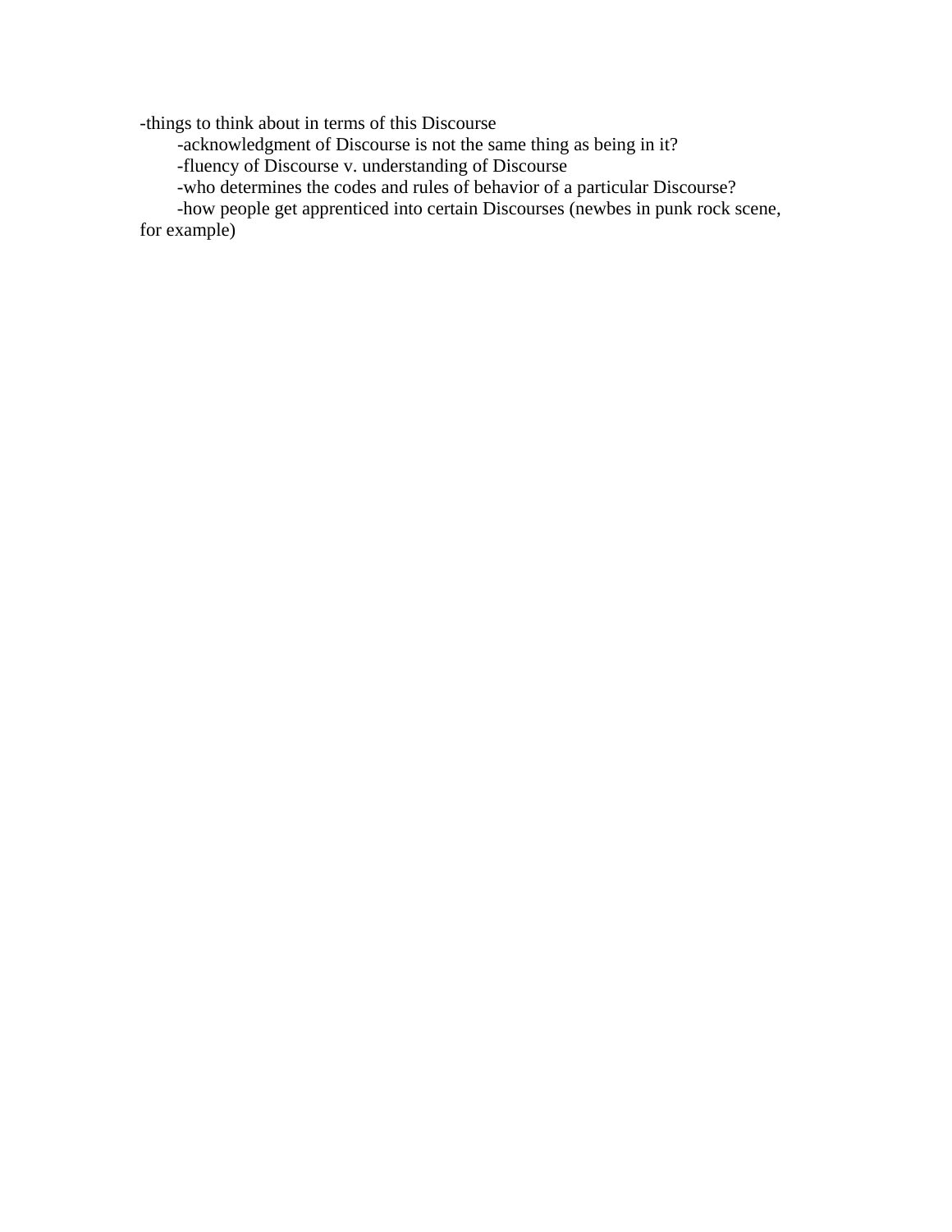-things to think about in terms of this Discourse

  - -acknowledgment of Discourse is not the same thing as being in it?
  - -fluency of Discourse v. understanding of Discourse
  - -who determines the codes and rules of behavior of a particular Discourse?
  - -how people get apprenticed into certain Discourses (newbes in punk rock scene, for example)